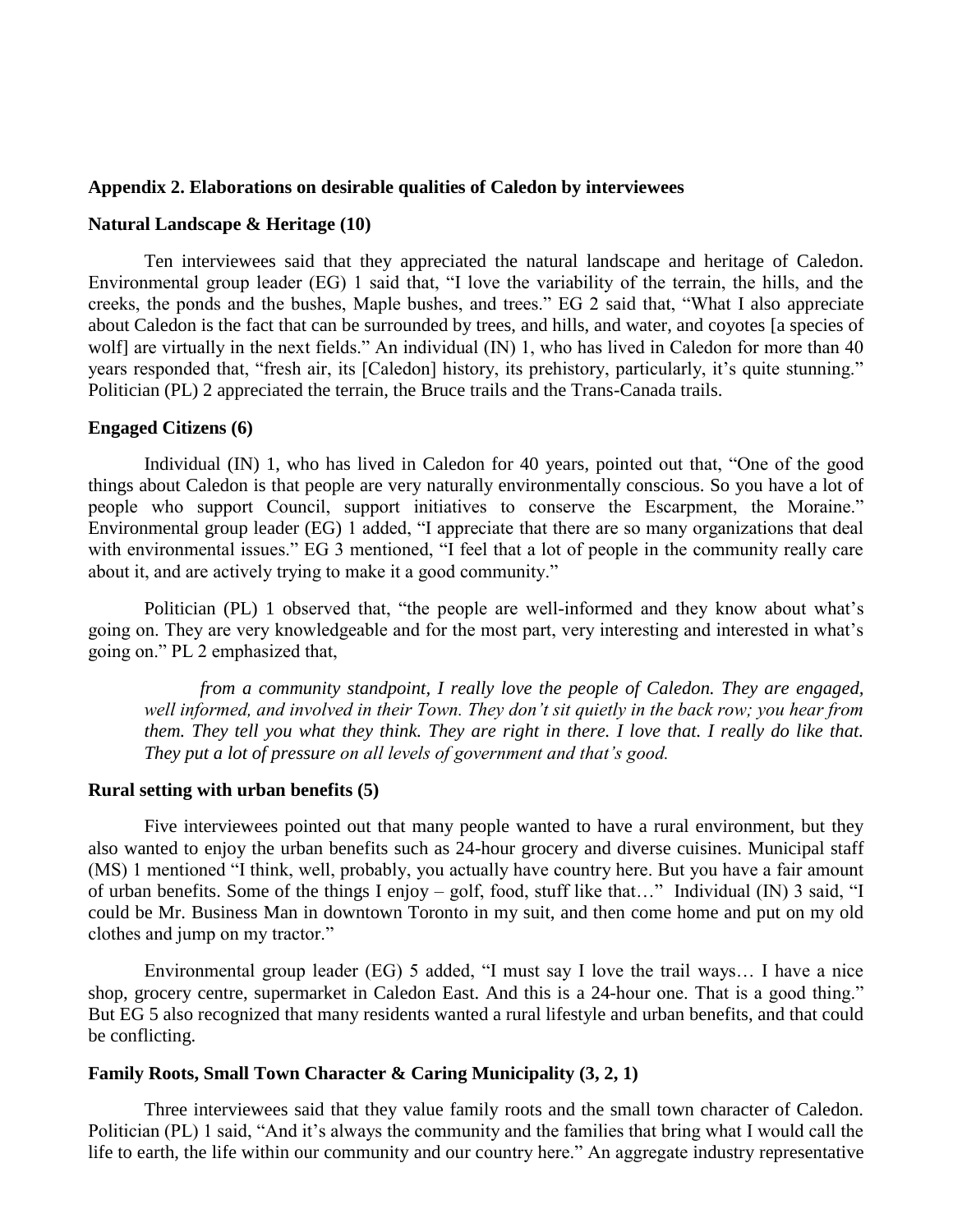## Appendix 2. Elaborations on desirable qualities of Caledon by interviewees

### Natural Landscape & Heritage (10)

Ten interviewees said that they appreciated the natural landscape and heritage of Caledon. Environmental group leader (EG) 1 said that, "I love the variability of the terrain, the hills, and the creeks, the ponds and the bushes, Maple bushes, and trees." EG 2 said that, "What I also appreciate about Caledon is the fact that can be surrounded by trees, and hills, and water, and coyotes [a species of wolf] are virtually in the next fields." An individual (IN) 1, who has lived in Caledon for more than 40 years responded that, "fresh air, its [Caledon] history, its prehistory, particularly, it's quite stunning." Politician (PL) 2 appreciated the terrain, the Bruce trails and the Trans-Canada trails.

### Engaged Citizens (6)

Individual (IN) 1, who has lived in Caledon for 40 years, pointed out that, "One of the good things about Caledon is that people are very naturally environmentally conscious. So you have a lot of people who support Council, support initiatives to conserve the Escarpment, the Moraine." Environmental group leader (EG) 1 added, "I appreciate that there are so many organizations that deal with environmental issues." EG 3 mentioned, "I feel that a lot of people in the community really care about it, and are actively trying to make it a good community."

Politician (PL) 1 observed that, "the people are well-informed and they know about what's going on. They are very knowledgeable and for the most part, very interesting and interested in what's going on." PL 2 emphasized that,

> *from a community standpoint, I really love the people of Caledon. They are engaged, well informed, and involved in their Town. They don't sit quietly in the back row; you hear from them. They tell you what they think. They are right in there. I love that. I really do like that. They put a lot of pressure on all levels of government and that's good.*

### Rural setting with urban benefits (5)

Five interviewees pointed out that many people wanted to have a rural environment, but they also wanted to enjoy the urban benefits such as 24-hour grocery and diverse cuisines. Municipal staff (MS) 1 mentioned "I think, well, probably, you actually have country here. But you have a fair amount of urban benefits. Some of the things I enjoy – golf, food, stuff like that…" Individual (IN) 3 said, "I could be Mr. Business Man in downtown Toronto in my suit, and then come home and put on my old clothes and jump on my tractor."

Environmental group leader (EG) 5 added, "I must say I love the trail ways… I have a nice shop, grocery centre, supermarket in Caledon East. And this is a 24-hour one. That is a good thing." But EG 5 also recognized that many residents wanted a rural lifestyle and urban benefits, and that could be conflicting.

### Family Roots, Small Town Character & Caring Municipality (3, 2, 1)

Three interviewees said that they value family roots and the small town character of Caledon. Politician (PL) 1 said, "And it's always the community and the families that bring what I would call the life to earth, the life within our community and our country here." An aggregate industry representative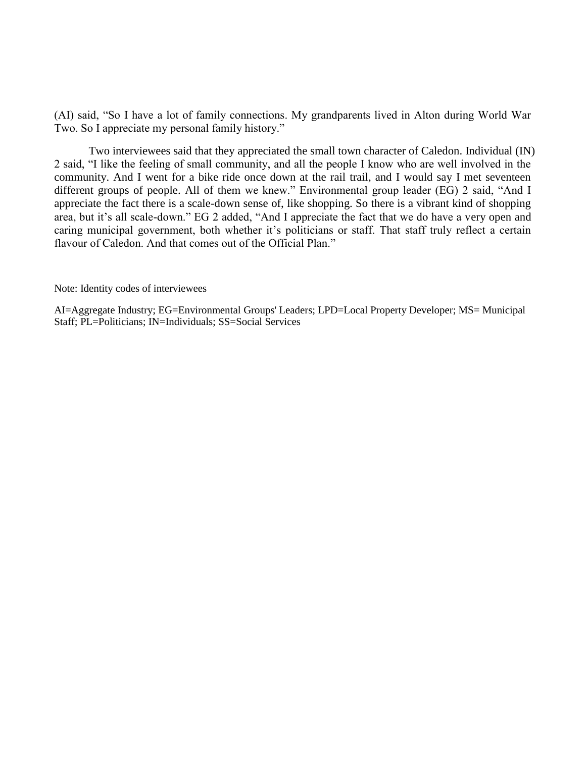(AI) said, "So I have a lot of family connections. My grandparents lived in Alton during World War Two. So I appreciate my personal family history."

Two interviewees said that they appreciated the small town character of Caledon. Individual (IN) 2 said, "I like the feeling of small community, and all the people I know who are well involved in the community. And I went for a bike ride once down at the rail trail, and I would say I met seventeen different groups of people. All of them we knew." Environmental group leader (EG) 2 said, "And I appreciate the fact there is a scale-down sense of, like shopping. So there is a vibrant kind of shopping area, but it's all scale-down." EG 2 added, "And I appreciate the fact that we do have a very open and caring municipal government, both whether it's politicians or staff. That staff truly reflect a certain flavour of Caledon. And that comes out of the Official Plan."

Note: Identity codes of interviewees

AI=Aggregate Industry; EG=Environmental Groups' Leaders; LPD=Local Property Developer; MS= Municipal Staff; PL=Politicians; IN=Individuals; SS=Social Services